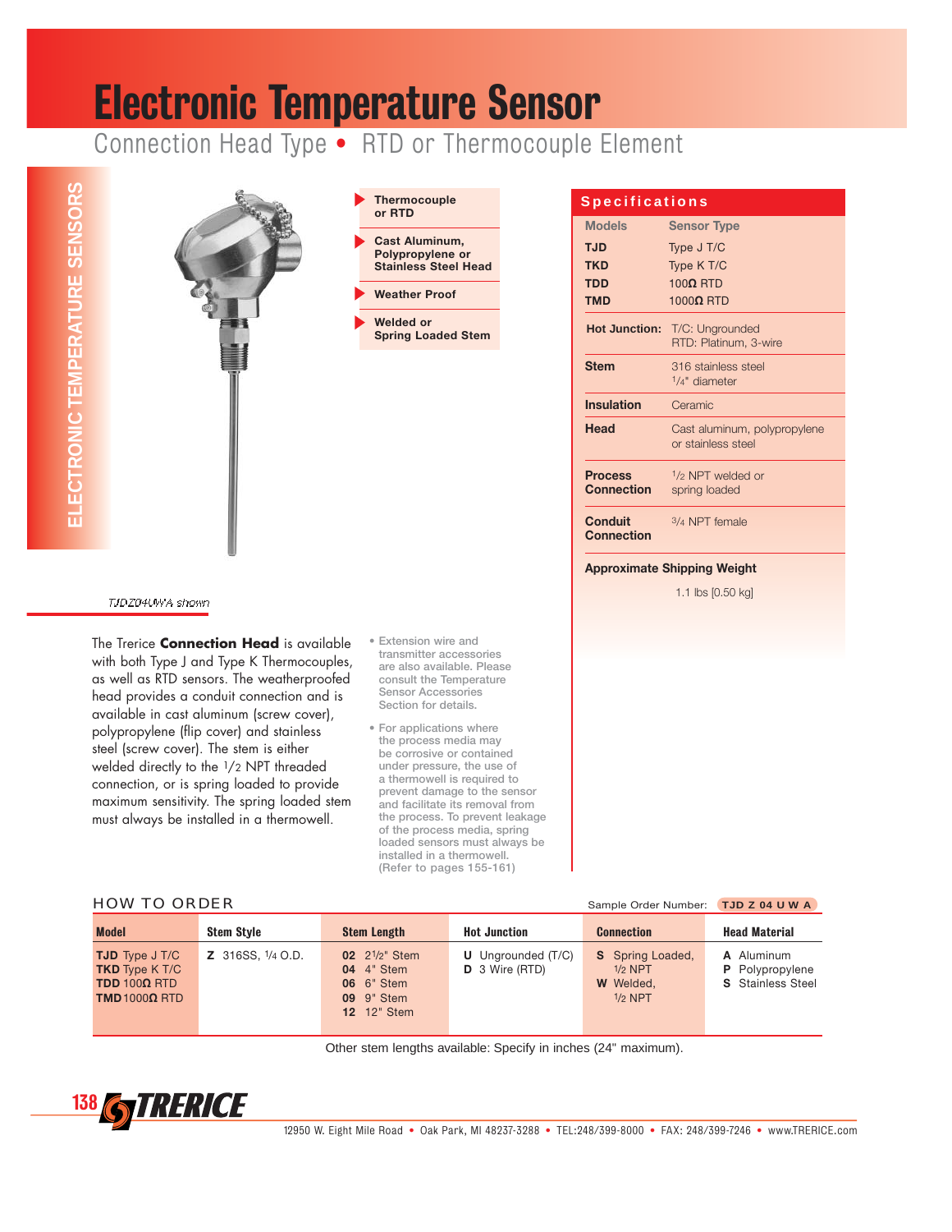# Electronic Temperature Sensor

## Connection Head Type • RTD or Thermocouple Element

ELECTRONIC TEMPERATURE SENSORS

- **Thermocouple or RTD**
- **Cast Aluminum, Polypropylene or Stainless Steel Head**
- **Weather Proof**
- **Welded or Spring Loaded Stem**

*TJDZ04UWA shown*

The Trerice **Connection Head** is available with both Type J and Type K Thermocouples, as well as RTD sensors. The weatherproofed head provides a conduit connection and is available in cast aluminum (screw cover), polypropylene (flip cover) and stainless steel (screw cover). The stem is either welded directly to the 1/2 NPT threaded connection, or is spring loaded to provide maximum sensitivity. The spring loaded stem must always be installed in a thermowell.

- Extension wire and transmitter accessories are also available. Please consult the Temperature Sensor Accessories Section for details.
- For applications where the process media may be corrosive or contained under pressure, the use of a thermowell is required to prevent damage to the sensor and facilitate its removal from the process. To prevent leakage of the process media, spring loaded sensors must always be installed in a thermowell. (Refer to pages 155-161)

### Specifications

| Models | Sensor Type |
|---|---|
| **TJD** | Type J T/C |
| **TKD** | Type K T/C |
| **TDD** | 100Ω RTD |
| **TMD** | 1000Ω RTD |
| **Hot Junction:** | T/C: Ungrounded<br>RTD: Platinum, 3-wire |
| **Stem** | 316 stainless steel<br>1/4" diameter |
| **Insulation** | Ceramic |
| **Head** | Cast aluminum, polypropylene or stainless steel |
| **Process Connection** | 1/2 NPT welded or spring loaded |
| **Conduit Connection** | 3/4 NPT female |

**Approximate Shipping Weight**

1.1 lbs [0.50 kg]

### HOW TO ORDER

Sample Order Number: **TJD Z 04 U W A**

| Model | Stem Style | Stem Length | Hot Junction | Connection | Head Material |
|---|---|---|---|---|---|
| **TJD** Type J T/C<br>**TKD** Type K T/C<br>**TDD** 100Ω RTD<br>**TMD** 1000Ω RTD | **Z** 316SS, 1/4 O.D. | **02** 2½" Stem<br>**04** 4" Stem<br>**06** 6" Stem<br>**09** 9" Stem<br>**12** 12" Stem | **U** Ungrounded (T/C)<br>**D** 3 Wire (RTD) | **S** Spring Loaded, 1/2 NPT<br>**W** Welded, 1/2 NPT | **A** Aluminum<br>**P** Polypropylene<br>**S** Stainless Steel |

Other stem lengths available: Specify in inches (24" maximum).

TRERICE

12950 W. Eight Mile Road • Oak Park, MI 48237-3288 • TEL:248/399-8000 • FAX: 248/399-7246 • www.TRERICE.com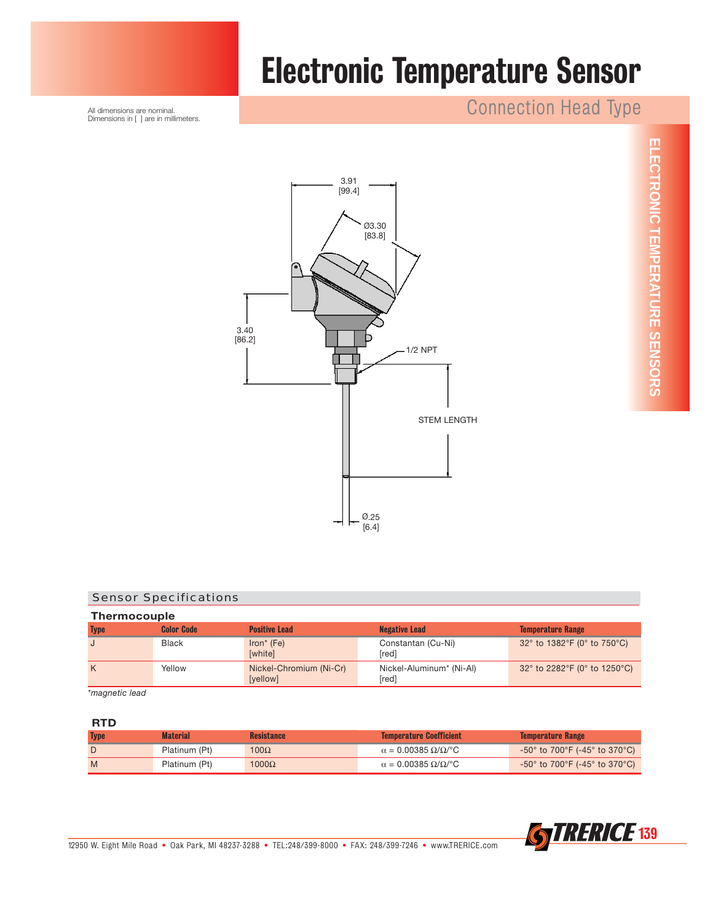# Electronic Temperature Sensor

## Connection Head Type

All dimensions are nominal.
Dimensions in [ ] are in millimeters.

3.91
[99.4]

Ø3.30
[83.8]

3.40
[86.2]

1/2 NPT

STEM LENGTH

Ø.25
[6.4]

## Sensor Specifications

### Thermocouple

| Type | Color Code | Positive Lead | Negative Lead | Temperature Range |
|---|---|---|---|---|
| J | Black | Iron* (Fe) [white] | Constantan (Cu-Ni) [red] | 32° to 1382°F (0° to 750°C) |
| K | Yellow | Nickel-Chromium (Ni-Cr) [yellow] | Nickel-Aluminum* (Ni-Al) [red] | 32° to 2282°F (0° to 1250°C) |

*\*magnetic lead*

### RTD

| Type | Material | Resistance | Temperature Coefficient | Temperature Range |
|---|---|---|---|---|
| D | Platinum (Pt) | 100Ω | $\alpha$ = 0.00385 Ω/Ω/°C | -50° to 700°F (-45° to 370°C) |
| M | Platinum (Pt) | 1000Ω | $\alpha$ = 0.00385 Ω/Ω/°C | -50° to 700°F (-45° to 370°C) |

12950 W. Eight Mile Road • Oak Park, MI 48237-3288 • TEL:248/399-8000 • FAX: 248/399-7246 • www.TRERICE.com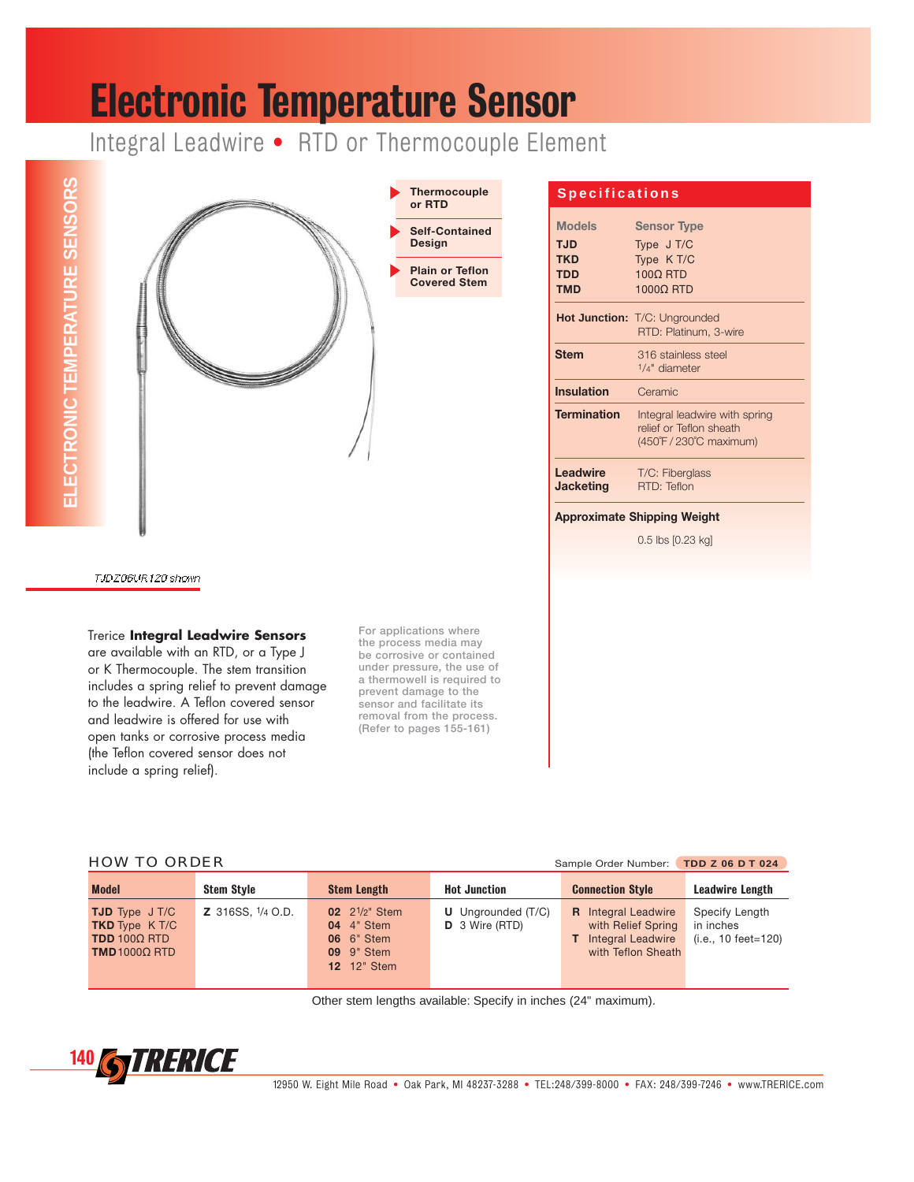# Electronic Temperature Sensor

Integral Leadwire • RTD or Thermocouple Element

ELECTRONIC TEMPERATURE SENSORS

- Thermocouple or RTD
- Self-Contained Design
- Plain or Teflon Covered Stem

TJDZ06UR120 shown

Trerice **Integral Leadwire Sensors** are available with an RTD, or a Type J or K Thermocouple. The stem transition includes a spring relief to prevent damage to the leadwire. A Teflon covered sensor and leadwire is offered for use with open tanks or corrosive process media (the Teflon covered sensor does not include a spring relief).

For applications where the process media may be corrosive or contained under pressure, the use of a thermowell is required to prevent damage to the sensor and facilitate its removal from the process. (Refer to pages 155-161)

## Specifications

| Models | Sensor Type |
|---|---|
| **TJD** | Type J T/C |
| **TKD** | Type K T/C |
| **TDD** | 100Ω RTD |
| **TMD** | 1000Ω RTD |

**Hot Junction:** T/C: Ungrounded
RTD: Platinum, 3-wire

**Stem:** 316 stainless steel, 1/4" diameter

**Insulation:** Ceramic

**Termination:** Integral leadwire with spring relief or Teflon sheath (450°F / 230°C maximum)

**Leadwire Jacketing:** T/C: Fiberglass
RTD: Teflon

**Approximate Shipping Weight**
0.5 lbs [0.23 kg]

## HOW TO ORDER

Sample Order Number: **TDD Z 06 D T 024**

| Model | Stem Style | Stem Length | Hot Junction | Connection Style | Leadwire Length |
|---|---|---|---|---|---|
| **TJD** Type J T/C<br>**TKD** Type K T/C<br>**TDD** 100Ω RTD<br>**TMD** 1000Ω RTD | **Z** 316SS, 1/4 O.D. | **02** 2 1/2" Stem<br>**04** 4" Stem<br>**06** 6" Stem<br>**09** 9" Stem<br>**12** 12" Stem | **U** Ungrounded (T/C)<br>**D** 3 Wire (RTD) | **R** Integral Leadwire with Relief Spring<br>**T** Integral Leadwire with Teflon Sheath | Specify Length in inches (i.e., 10 feet=120) |

Other stem lengths available: Specify in inches (24" maximum).

12950 W. Eight Mile Road • Oak Park, MI 48237-3288 • TEL:248/399-8000 • FAX: 248/399-7246 • www.TRERICE.com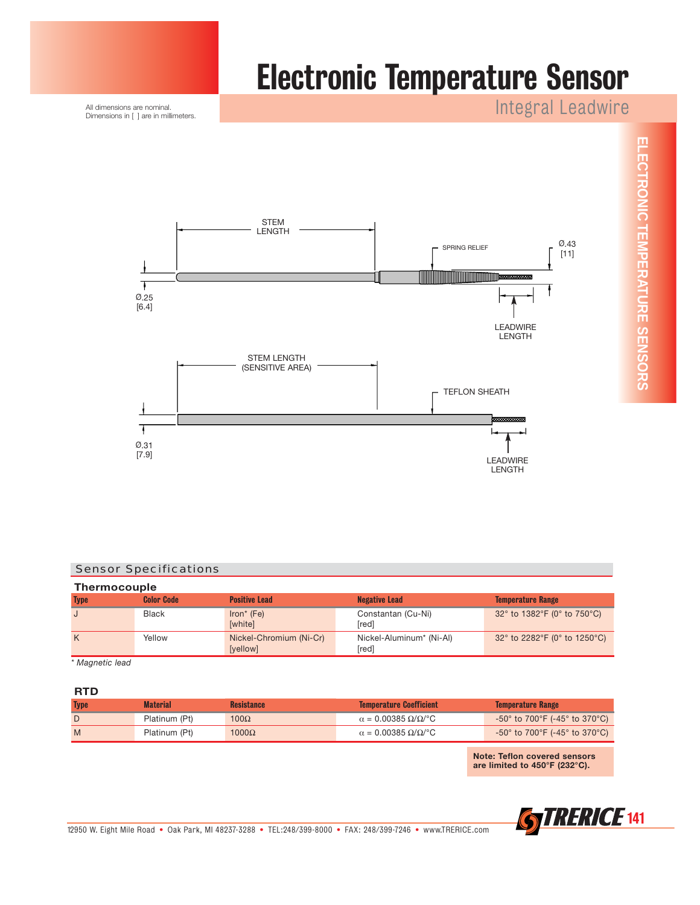# Electronic Temperature Sensor

## Integral Leadwire

All dimensions are nominal.
Dimensions in [ ] are in millimeters.

STEM LENGTH

SPRING RELIEF

Ø.43 [11]

Ø.25 [6.4]

LEADWIRE LENGTH

STEM LENGTH (SENSITIVE AREA)

TEFLON SHEATH

Ø.31 [7.9]

LEADWIRE LENGTH

## Sensor Specifications

### Thermocouple

| Type | Color Code | Positive Lead | Negative Lead | Temperature Range |
|---|---|---|---|---|
| J | Black | Iron* (Fe) [white] | Constantan (Cu-Ni) [red] | 32° to 1382°F (0° to 750°C) |
| K | Yellow | Nickel-Chromium (Ni-Cr) [yellow] | Nickel-Aluminum* (Ni-Al) [red] | 32° to 2282°F (0° to 1250°C) |

*\* Magnetic lead*

### RTD

| Type | Material | Resistance | Temperature Coefficient | Temperature Range |
|---|---|---|---|---|
| D | Platinum (Pt) | 100Ω | $\alpha$ = 0.00385 Ω/Ω/°C | -50° to 700°F (-45° to 370°C) |
| M | Platinum (Pt) | 1000Ω | $\alpha$ = 0.00385 Ω/Ω/°C | -50° to 700°F (-45° to 370°C) |

**Note: Teflon covered sensors are limited to 450°F (232°C).**

12950 W. Eight Mile Road • Oak Park, MI 48237-3288 • TEL:248/399-8000 • FAX: 248/399-7246 • www.TRERICE.com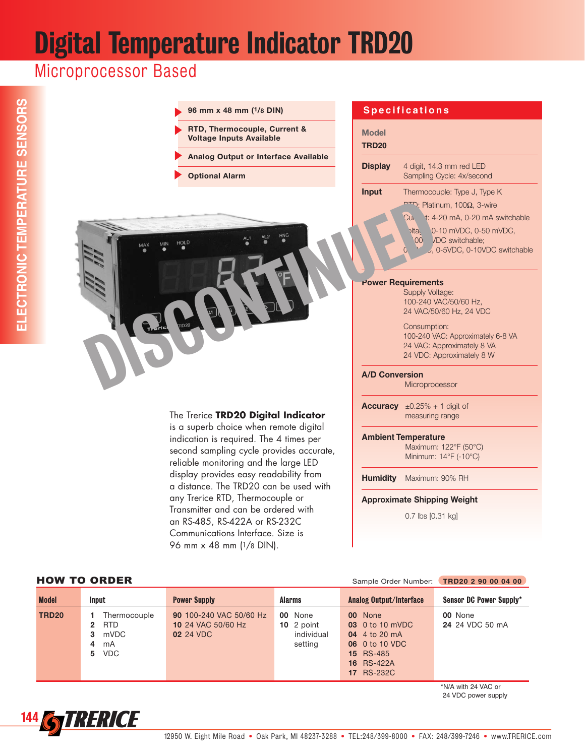# Digital Temperature Indicator TRD20

## Microprocessor Based

ELECTRONIC TEMPERATURE SENSORS

- 96 mm x 48 mm (1/8 DIN)
- RTD, Thermocouple, Current & Voltage Inputs Available
- Analog Output or Interface Available
- Optional Alarm

DISCONTINUED

The Trerice **TRD20 Digital Indicator** is a superb choice when remote digital indication is required. The 4 times per second sampling cycle provides accurate, reliable monitoring and the large LED display provides easy readability from a distance. The TRD20 can be used with any Trerice RTD, Thermocouple or Transmitter and can be ordered with an RS-485, RS-422A or RS-232C Communications Interface. Size is 96 mm x 48 mm (1/8 DIN).

## Specifications

**Model**
**TRD20**

**Display** 4 digit, 14.3 mm red LED
Sampling Cycle: 4x/second

**Input** Thermocouple: Type J, Type K
RTD: Platinum, 100Ω, 3-wire
Current: 4-20 mA, 0-20 mA switchable
Voltage: 0-10 mVDC, 0-50 mVDC, 0-100 mVDC switchable;
0-1VDC, 0-5VDC, 0-10VDC switchable

**Power Requirements**
Supply Voltage:
100-240 VAC/50/60 Hz,
24 VAC/50/60 Hz, 24 VDC

Consumption:
100-240 VAC: Approximately 6-8 VA
24 VAC: Approximately 8 VA
24 VDC: Approximately 8 W

**A/D Conversion**
Microprocessor

**Accuracy** ±0.25% + 1 digit of measuring range

**Ambient Temperature**
Maximum: 122°F (50°C)
Minimum: 14°F (-10°C)

**Humidity** Maximum: 90% RH

**Approximate Shipping Weight**
0.7 lbs [0.31 kg]

## HOW TO ORDER

Sample Order Number: **TRD20 2 90 00 04 00**

| Model | Input | Power Supply | Alarms | Analog Output/Interface | Sensor DC Power Supply* |
|---|---|---|---|---|---|
| **TRD20** | **1** Thermocouple<br>**2** RTD<br>**3** mVDC<br>**4** mA<br>**5** VDC | **90** 100-240 VAC 50/60 Hz<br>**10** 24 VAC 50/60 Hz<br>**02** 24 VDC | **00** None<br>**10** 2 point individual setting | **00** None<br>**03** 0 to 10 mVDC<br>**04** 4 to 20 mA<br>**06** 0 to 10 VDC<br>**15** RS-485<br>**16** RS-422A<br>**17** RS-232C | **00** None<br>**24** 24 VDC 50 mA |

*N/A with 24 VAC or 24 VDC power supply

TRERICE

12950 W. Eight Mile Road • Oak Park, MI 48237-3288 • TEL:248/399-8000 • FAX: 248/399-7246 • www.TRERICE.com